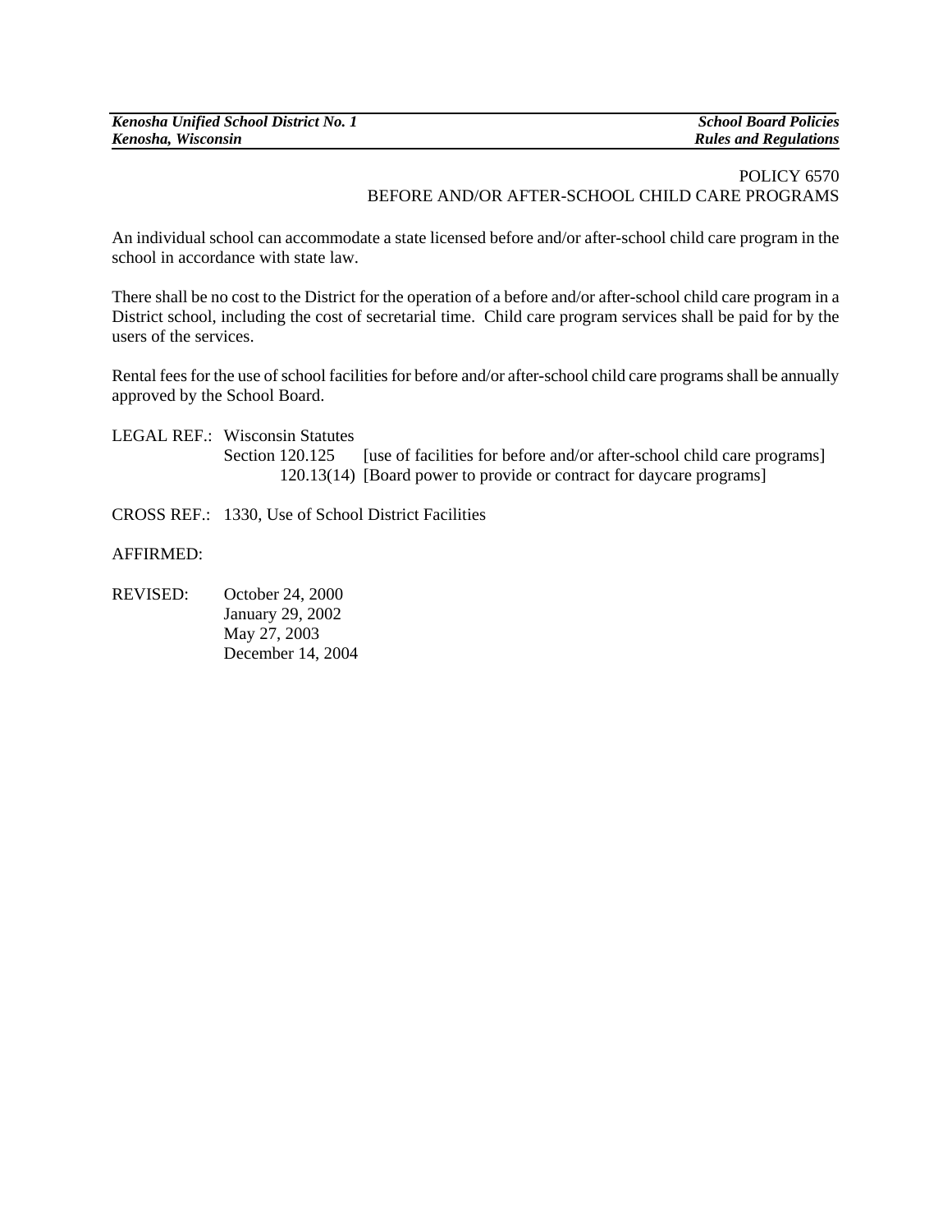POLICY 6570
BEFORE AND/OR AFTER-SCHOOL CHILD CARE PROGRAMS

An individual school can accommodate a state licensed before and/or after-school child care program in the school in accordance with state law.

There shall be no cost to the District for the operation of a before and/or after-school child care program in a District school, including the cost of secretarial time. Child care program services shall be paid for by the users of the services.

Rental fees for the use of school facilities for before and/or after-school child care programs shall be annually approved by the School Board.

LEGAL REF.: Wisconsin Statutes
Section 120.125 [use of facilities for before and/or after-school child care programs]
120.13(14) [Board power to provide or contract for daycare programs]

CROSS REF.: 1330, Use of School District Facilities

AFFIRMED:

REVISED: October 24, 2000
January 29, 2002
May 27, 2003
December 14, 2004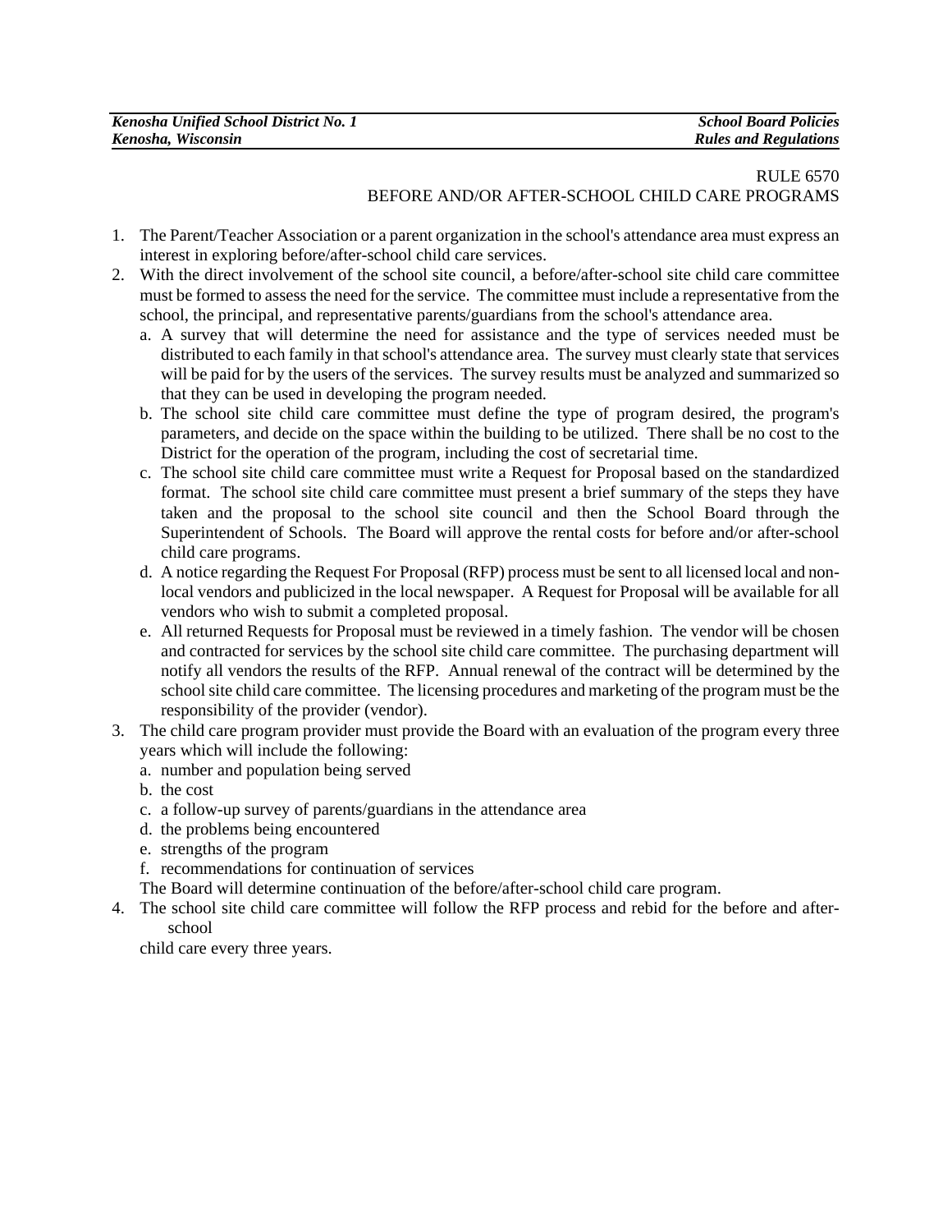RULE 6570
BEFORE AND/OR AFTER-SCHOOL CHILD CARE PROGRAMS

1. The Parent/Teacher Association or a parent organization in the school's attendance area must express an interest in exploring before/after-school child care services.
2. With the direct involvement of the school site council, a before/after-school site child care committee must be formed to assess the need for the service. The committee must include a representative from the school, the principal, and representative parents/guardians from the school's attendance area.
   a. A survey that will determine the need for assistance and the type of services needed must be distributed to each family in that school's attendance area. The survey must clearly state that services will be paid for by the users of the services. The survey results must be analyzed and summarized so that they can be used in developing the program needed.
   b. The school site child care committee must define the type of program desired, the program's parameters, and decide on the space within the building to be utilized. There shall be no cost to the District for the operation of the program, including the cost of secretarial time.
   c. The school site child care committee must write a Request for Proposal based on the standardized format. The school site child care committee must present a brief summary of the steps they have taken and the proposal to the school site council and then the School Board through the Superintendent of Schools. The Board will approve the rental costs for before and/or after-school child care programs.
   d. A notice regarding the Request For Proposal (RFP) process must be sent to all licensed local and non-local vendors and publicized in the local newspaper. A Request for Proposal will be available for all vendors who wish to submit a completed proposal.
   e. All returned Requests for Proposal must be reviewed in a timely fashion. The vendor will be chosen and contracted for services by the school site child care committee. The purchasing department will notify all vendors the results of the RFP. Annual renewal of the contract will be determined by the school site child care committee. The licensing procedures and marketing of the program must be the responsibility of the provider (vendor).
3. The child care program provider must provide the Board with an evaluation of the program every three years which will include the following:
   a. number and population being served
   b. the cost
   c. a follow-up survey of parents/guardians in the attendance area
   d. the problems being encountered
   e. strengths of the program
   f. recommendations for continuation of services

   The Board will determine continuation of the before/after-school child care program.
4. The school site child care committee will follow the RFP process and rebid for the before and after-school child care every three years.